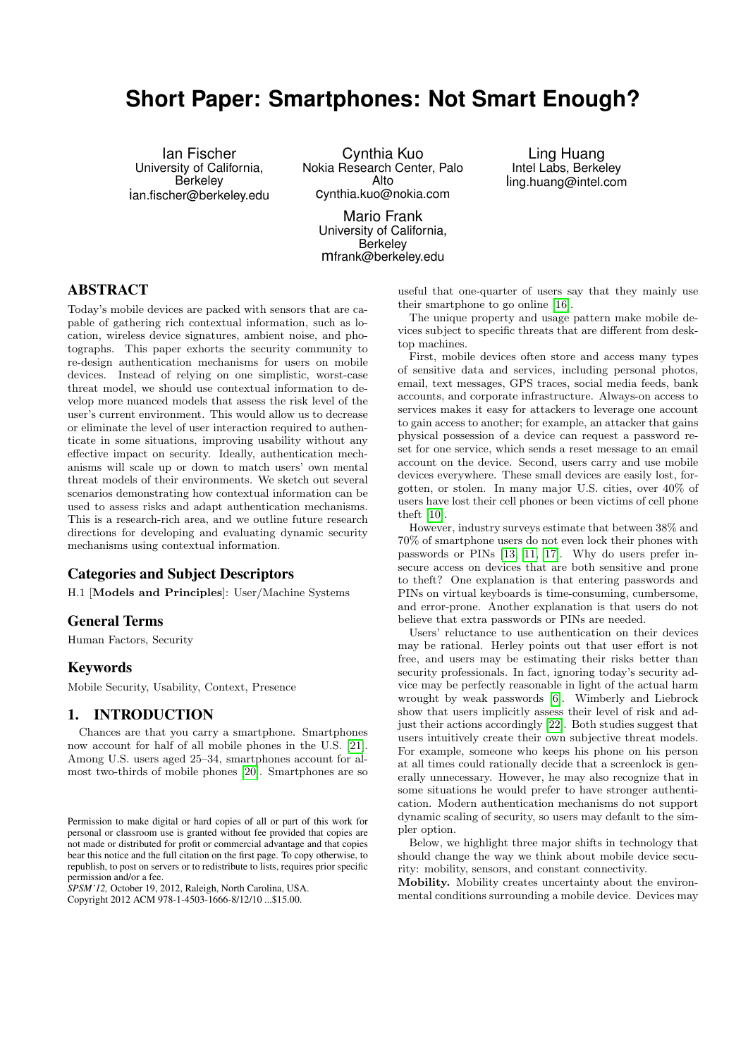# Short Paper: Smartphones: Not Smart Enough?

Ian Fischer
University of California, Berkeley
ian.fischer@berkeley.edu

Cynthia Kuo
Nokia Research Center, Palo Alto
cynthia.kuo@nokia.com

Ling Huang
Intel Labs, Berkeley
ling.huang@intel.com

Mario Frank
University of California, Berkeley
mfrank@berkeley.edu

## ABSTRACT

Today's mobile devices are packed with sensors that are capable of gathering rich contextual information, such as location, wireless device signatures, ambient noise, and photographs. This paper exhorts the security community to re-design authentication mechanisms for users on mobile devices. Instead of relying on one simplistic, worst-case threat model, we should use contextual information to develop more nuanced models that assess the risk level of the user's current environment. This would allow us to decrease or eliminate the level of user interaction required to authenticate in some situations, improving usability without any effective impact on security. Ideally, authentication mechanisms will scale up or down to match users' own mental threat models of their environments. We sketch out several scenarios demonstrating how contextual information can be used to assess risks and adapt authentication mechanisms. This is a research-rich area, and we outline future research directions for developing and evaluating dynamic security mechanisms using contextual information.

### Categories and Subject Descriptors

H.1 [**Models and Principles**]: User/Machine Systems

### General Terms

Human Factors, Security

### Keywords

Mobile Security, Usability, Context, Presence

## 1. INTRODUCTION

Chances are that you carry a smartphone. Smartphones now account for half of all mobile phones in the U.S. [21]. Among U.S. users aged 25–34, smartphones account for almost two-thirds of mobile phones [20]. Smartphones are so useful that one-quarter of users say that they mainly use their smartphone to go online [16].

The unique property and usage pattern make mobile devices subject to specific threats that are different from desktop machines.

First, mobile devices often store and access many types of sensitive data and services, including personal photos, email, text messages, GPS traces, social media feeds, bank accounts, and corporate infrastructure. Always-on access to services makes it easy for attackers to leverage one account to gain access to another; for example, an attacker that gains physical possession of a device can request a password reset for one service, which sends a reset message to an email account on the device. Second, users carry and use mobile devices everywhere. These small devices are easily lost, forgotten, or stolen. In many major U.S. cities, over 40% of users have lost their cell phones or been victims of cell phone theft [10].

However, industry surveys estimate that between 38% and 70% of smartphone users do not even lock their phones with passwords or PINs [13, 11, 17]. Why do users prefer insecure access on devices that are both sensitive and prone to theft? One explanation is that entering passwords and PINs on virtual keyboards is time-consuming, cumbersome, and error-prone. Another explanation is that users do not believe that extra passwords or PINs are needed.

Users' reluctance to use authentication on their devices may be rational. Herley points out that user effort is not free, and users may be estimating their risks better than security professionals. In fact, ignoring today's security advice may be perfectly reasonable in light of the actual harm wrought by weak passwords [6]. Wimberly and Liebrock show that users implicitly assess their level of risk and adjust their actions accordingly [22]. Both studies suggest that users intuitively create their own subjective threat models. For example, someone who keeps his phone on his person at all times could rationally decide that a screenlock is generally unnecessary. However, he may also recognize that in some situations he would prefer to have stronger authentication. Modern authentication mechanisms do not support dynamic scaling of security, so users may default to the simpler option.

Below, we highlight three major shifts in technology that should change the way we think about mobile device security: mobility, sensors, and constant connectivity.

**Mobility.** Mobility creates uncertainty about the environmental conditions surrounding a mobile device. Devices may

Permission to make digital or hard copies of all or part of this work for personal or classroom use is granted without fee provided that copies are not made or distributed for profit or commercial advantage and that copies bear this notice and the full citation on the first page. To copy otherwise, to republish, to post on servers or to redistribute to lists, requires prior specific permission and/or a fee.
*SPSM'12,* October 19, 2012, Raleigh, North Carolina, USA.
Copyright 2012 ACM 978-1-4503-1666-8/12/10 ...$15.00.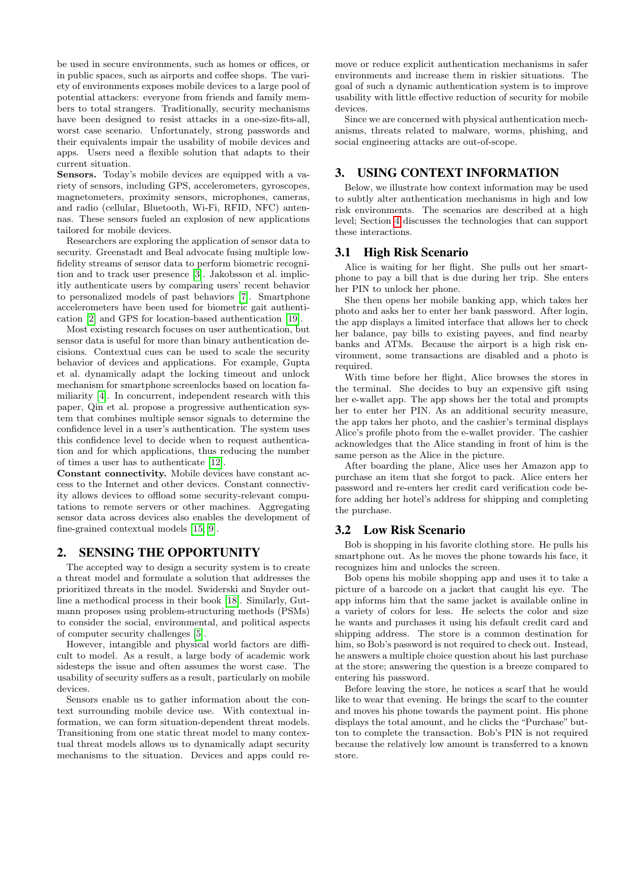be used in secure environments, such as homes or offices, or in public spaces, such as airports and coffee shops. The variety of environments exposes mobile devices to a large pool of potential attackers: everyone from friends and family members to total strangers. Traditionally, security mechanisms have been designed to resist attacks in a one-size-fits-all, worst case scenario. Unfortunately, strong passwords and their equivalents impair the usability of mobile devices and apps. Users need a flexible solution that adapts to their current situation.

**Sensors.** Today's mobile devices are equipped with a variety of sensors, including GPS, accelerometers, gyroscopes, magnetometers, proximity sensors, microphones, cameras, and radio (cellular, Bluetooth, Wi-Fi, RFID, NFC) antennas. These sensors fueled an explosion of new applications tailored for mobile devices.

Researchers are exploring the application of sensor data to security. Greenstadt and Beal advocate fusing multiple low-fidelity streams of sensor data to perform biometric recognition and to track user presence [3]. Jakobsson et al. implicitly authenticate users by comparing users' recent behavior to personalized models of past behaviors [7]. Smartphone accelerometers have been used for biometric gait authentication [2] and GPS for location-based authentication [19].

Most existing research focuses on user authentication, but sensor data is useful for more than binary authentication decisions. Contextual cues can be used to scale the security behavior of devices and applications. For example, Gupta et al. dynamically adapt the locking timeout and unlock mechanism for smartphone screenlocks based on location familiarity [4]. In concurrent, independent research with this paper, Qin et al. propose a progressive authentication system that combines multiple sensor signals to determine the confidence level in a user's authentication. The system uses this confidence level to decide when to request authentication and for which applications, thus reducing the number of times a user has to authenticate [12].

**Constant connectivity.** Mobile devices have constant access to the Internet and other devices. Constant connectivity allows devices to offload some security-relevant computations to remote servers or other machines. Aggregating sensor data across devices also enables the development of fine-grained contextual models [15, 9].

## 2. SENSING THE OPPORTUNITY

The accepted way to design a security system is to create a threat model and formulate a solution that addresses the prioritized threats in the model. Swiderski and Snyder outline a methodical process in their book [18]. Similarly, Gutmann proposes using problem-structuring methods (PSMs) to consider the social, environmental, and political aspects of computer security challenges [5].

However, intangible and physical world factors are difficult to model. As a result, a large body of academic work sidesteps the issue and often assumes the worst case. The usability of security suffers as a result, particularly on mobile devices.

Sensors enable us to gather information about the context surrounding mobile device use. With contextual information, we can form situation-dependent threat models. Transitioning from one static threat model to many contextual threat models allows us to dynamically adapt security mechanisms to the situation. Devices and apps could remove or reduce explicit authentication mechanisms in safer environments and increase them in riskier situations. The goal of such a dynamic authentication system is to improve usability with little effective reduction of security for mobile devices.

Since we are concerned with physical authentication mechanisms, threats related to malware, worms, phishing, and social engineering attacks are out-of-scope.

## 3. USING CONTEXT INFORMATION

Below, we illustrate how context information may be used to subtly alter authentication mechanisms in high and low risk environments. The scenarios are described at a high level; Section 4 discusses the technologies that can support these interactions.

### 3.1 High Risk Scenario

Alice is waiting for her flight. She pulls out her smartphone to pay a bill that is due during her trip. She enters her PIN to unlock her phone.

She then opens her mobile banking app, which takes her photo and asks her to enter her bank password. After login, the app displays a limited interface that allows her to check her balance, pay bills to existing payees, and find nearby banks and ATMs. Because the airport is a high risk environment, some transactions are disabled and a photo is required.

With time before her flight, Alice browses the stores in the terminal. She decides to buy an expensive gift using her e-wallet app. The app shows her the total and prompts her to enter her PIN. As an additional security measure, the app takes her photo, and the cashier's terminal displays Alice's profile photo from the e-wallet provider. The cashier acknowledges that the Alice standing in front of him is the same person as the Alice in the picture.

After boarding the plane, Alice uses her Amazon app to purchase an item that she forgot to pack. Alice enters her password and re-enters her credit card verification code before adding her hotel's address for shipping and completing the purchase.

### 3.2 Low Risk Scenario

Bob is shopping in his favorite clothing store. He pulls his smartphone out. As he moves the phone towards his face, it recognizes him and unlocks the screen.

Bob opens his mobile shopping app and uses it to take a picture of a barcode on a jacket that caught his eye. The app informs him that the same jacket is available online in a variety of colors for less. He selects the color and size he wants and purchases it using his default credit card and shipping address. The store is a common destination for him, so Bob's password is not required to check out. Instead, he answers a multiple choice question about his last purchase at the store; answering the question is a breeze compared to entering his password.

Before leaving the store, he notices a scarf that he would like to wear that evening. He brings the scarf to the counter and moves his phone towards the payment point. His phone displays the total amount, and he clicks the "Purchase" button to complete the transaction. Bob's PIN is not required because the relatively low amount is transferred to a known store.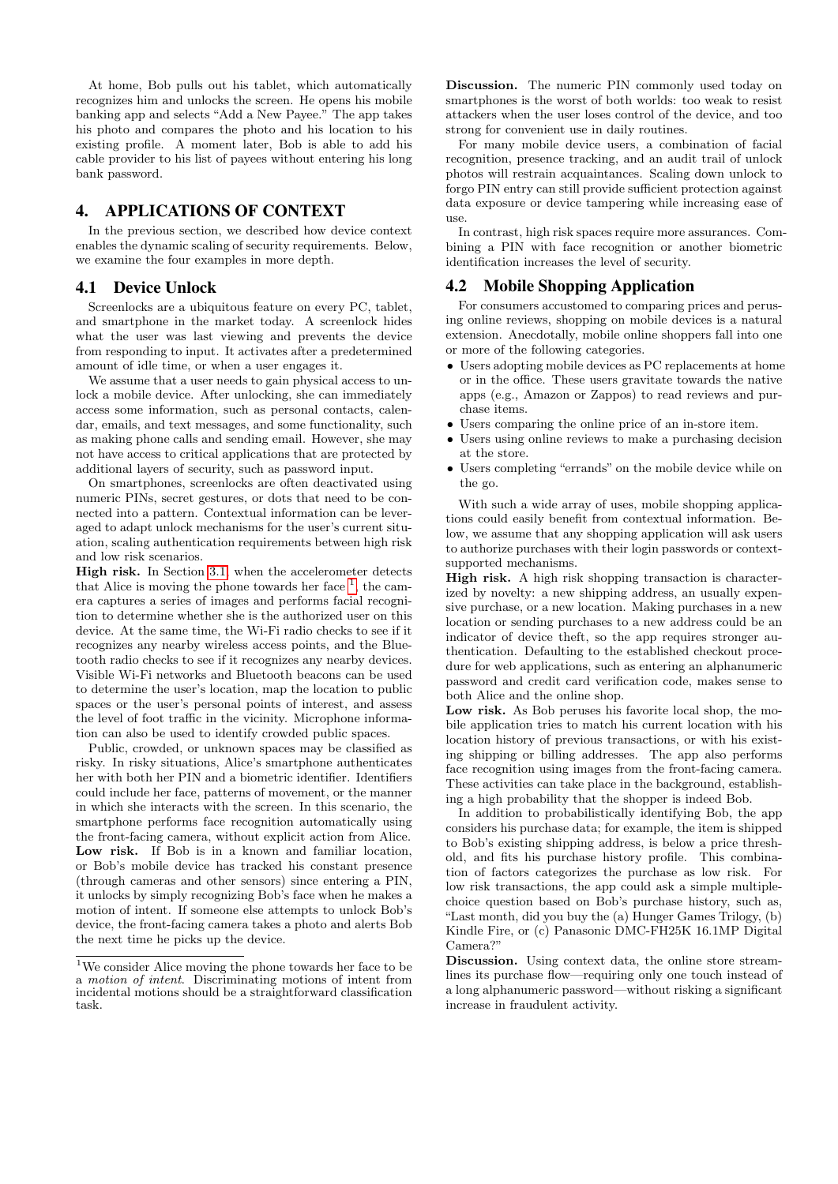At home, Bob pulls out his tablet, which automatically recognizes him and unlocks the screen. He opens his mobile banking app and selects "Add a New Payee." The app takes his photo and compares the photo and his location to his existing profile. A moment later, Bob is able to add his cable provider to his list of payees without entering his long bank password.

## 4. APPLICATIONS OF CONTEXT

In the previous section, we described how device context enables the dynamic scaling of security requirements. Below, we examine the four examples in more depth.

### 4.1 Device Unlock

Screenlocks are a ubiquitous feature on every PC, tablet, and smartphone in the market today. A screenlock hides what the user was last viewing and prevents the device from responding to input. It activates after a predetermined amount of idle time, or when a user engages it.

We assume that a user needs to gain physical access to unlock a mobile device. After unlocking, she can immediately access some information, such as personal contacts, calendar, emails, and text messages, and some functionality, such as making phone calls and sending email. However, she may not have access to critical applications that are protected by additional layers of security, such as password input.

On smartphones, screenlocks are often deactivated using numeric PINs, secret gestures, or dots that need to be connected into a pattern. Contextual information can be leveraged to adapt unlock mechanisms for the user's current situation, scaling authentication requirements between high risk and low risk scenarios.

**High risk.** In Section 3.1, when the accelerometer detects that Alice is moving the phone towards her face [1], the camera captures a series of images and performs facial recognition to determine whether she is the authorized user on this device. At the same time, the Wi-Fi radio checks to see if it recognizes any nearby wireless access points, and the Bluetooth radio checks to see if it recognizes any nearby devices. Visible Wi-Fi networks and Bluetooth beacons can be used to determine the user's location, map the location to public spaces or the user's personal points of interest, and assess the level of foot traffic in the vicinity. Microphone information can also be used to identify crowded public spaces.

Public, crowded, or unknown spaces may be classified as risky. In risky situations, Alice's smartphone authenticates her with both her PIN and a biometric identifier. Identifiers could include her face, patterns of movement, or the manner in which she interacts with the screen. In this scenario, the smartphone performs face recognition automatically using the front-facing camera, without explicit action from Alice.

**Low risk.** If Bob is in a known and familiar location, or Bob's mobile device has tracked his constant presence (through cameras and other sensors) since entering a PIN, it unlocks by simply recognizing Bob's face when he makes a motion of intent. If someone else attempts to unlock Bob's device, the front-facing camera takes a photo and alerts Bob the next time he picks up the device.

[1] We consider Alice moving the phone towards her face to be a *motion of intent*. Discriminating motions of intent from incidental motions should be a straightforward classification task.

**Discussion.** The numeric PIN commonly used today on smartphones is the worst of both worlds: too weak to resist attackers when the user loses control of the device, and too strong for convenient use in daily routines.

For many mobile device users, a combination of facial recognition, presence tracking, and an audit trail of unlock photos will restrain acquaintances. Scaling down unlock to forgo PIN entry can still provide sufficient protection against data exposure or device tampering while increasing ease of use.

In contrast, high risk spaces require more assurances. Combining a PIN with face recognition or another biometric identification increases the level of security.

### 4.2 Mobile Shopping Application

For consumers accustomed to comparing prices and perusing online reviews, shopping on mobile devices is a natural extension. Anecdotally, mobile online shoppers fall into one or more of the following categories.

- Users adopting mobile devices as PC replacements at home or in the office. These users gravitate towards the native apps (e.g., Amazon or Zappos) to read reviews and purchase items.
- Users comparing the online price of an in-store item.
- Users using online reviews to make a purchasing decision at the store.
- Users completing "errands" on the mobile device while on the go.

With such a wide array of uses, mobile shopping applications could easily benefit from contextual information. Below, we assume that any shopping application will ask users to authorize purchases with their login passwords or context-supported mechanisms.

**High risk.** A high risk shopping transaction is characterized by novelty: a new shipping address, an usually expensive purchase, or a new location. Making purchases in a new location or sending purchases to a new address could be an indicator of device theft, so the app requires stronger authentication. Defaulting to the established checkout procedure for web applications, such as entering an alphanumeric password and credit card verification code, makes sense to both Alice and the online shop.

**Low risk.** As Bob peruses his favorite local shop, the mobile application tries to match his current location with his location history of previous transactions, or with his existing shipping or billing addresses. The app also performs face recognition using images from the front-facing camera. These activities can take place in the background, establishing a high probability that the shopper is indeed Bob.

In addition to probabilistically identifying Bob, the app considers his purchase data; for example, the item is shipped to Bob's existing shipping address, is below a price threshold, and fits his purchase history profile. This combination of factors categorizes the purchase as low risk. For low risk transactions, the app could ask a simple multiple-choice question based on Bob's purchase history, such as, "Last month, did you buy the (a) Hunger Games Trilogy, (b) Kindle Fire, or (c) Panasonic DMC-FH25K 16.1MP Digital Camera?"

**Discussion.** Using context data, the online store streamlines its purchase flow—requiring only one touch instead of a long alphanumeric password—without risking a significant increase in fraudulent activity.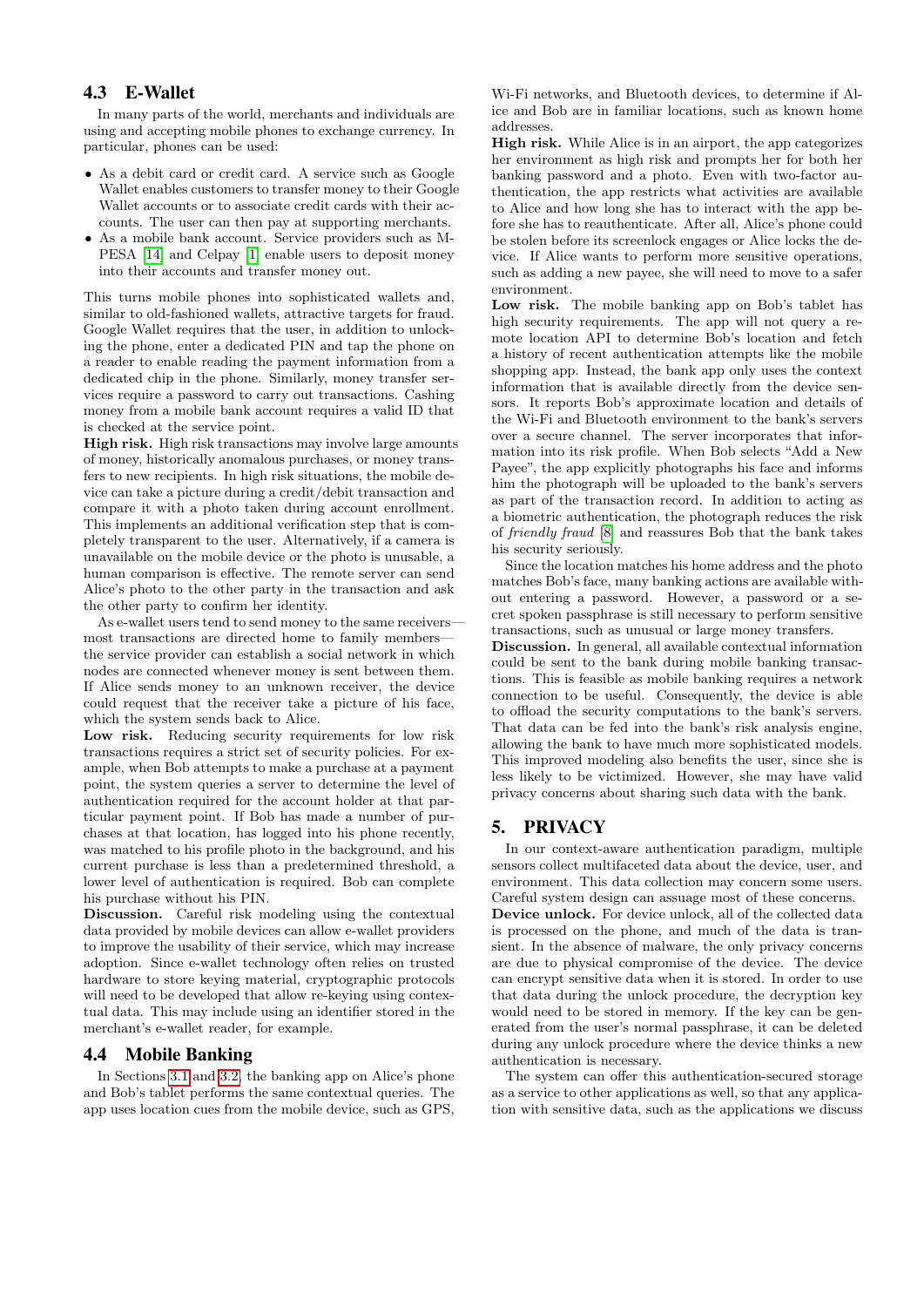### 4.3 E-Wallet

In many parts of the world, merchants and individuals are using and accepting mobile phones to exchange currency. In particular, phones can be used:

- As a debit card or credit card. A service such as Google Wallet enables customers to transfer money to their Google Wallet accounts or to associate credit cards with their accounts. The user can then pay at supporting merchants.
- As a mobile bank account. Service providers such as M-PESA [14] and Celpay [1] enable users to deposit money into their accounts and transfer money out.

This turns mobile phones into sophisticated wallets and, similar to old-fashioned wallets, attractive targets for fraud. Google Wallet requires that the user, in addition to unlocking the phone, enter a dedicated PIN and tap the phone on a reader to enable reading the payment information from a dedicated chip in the phone. Similarly, money transfer services require a password to carry out transactions. Cashing money from a mobile bank account requires a valid ID that is checked at the service point.

**High risk.** High risk transactions may involve large amounts of money, historically anomalous purchases, or money transfers to new recipients. In high risk situations, the mobile device can take a picture during a credit/debit transaction and compare it with a photo taken during account enrollment. This implements an additional verification step that is completely transparent to the user. Alternatively, if a camera is unavailable on the mobile device or the photo is unusable, a human comparison is effective. The remote server can send Alice's photo to the other party in the transaction and ask the other party to confirm her identity.

As e-wallet users tend to send money to the same receivers—most transactions are directed home to family members—the service provider can establish a social network in which nodes are connected whenever money is sent between them. If Alice sends money to an unknown receiver, the device could request that the receiver take a picture of his face, which the system sends back to Alice.

**Low risk.** Reducing security requirements for low risk transactions requires a strict set of security policies. For example, when Bob attempts to make a purchase at a payment point, the system queries a server to determine the level of authentication required for the account holder at that particular payment point. If Bob has made a number of purchases at that location, has logged into his phone recently, was matched to his profile photo in the background, and his current purchase is less than a predetermined threshold, a lower level of authentication is required. Bob can complete his purchase without his PIN.

**Discussion.** Careful risk modeling using the contextual data provided by mobile devices can allow e-wallet providers to improve the usability of their service, which may increase adoption. Since e-wallet technology often relies on trusted hardware to store keying material, cryptographic protocols will need to be developed that allow re-keying using contextual data. This may include using an identifier stored in the merchant's e-wallet reader, for example.

### 4.4 Mobile Banking

In Sections 3.1 and 3.2, the banking app on Alice's phone and Bob's tablet performs the same contextual queries. The app uses location cues from the mobile device, such as GPS, Wi-Fi networks, and Bluetooth devices, to determine if Alice and Bob are in familiar locations, such as known home addresses.

**High risk.** While Alice is in an airport, the app categorizes her environment as high risk and prompts her for both her banking password and a photo. Even with two-factor authentication, the app restricts what activities are available to Alice and how long she has to interact with the app before she has to reauthenticate. After all, Alice's phone could be stolen before its screenlock engages or Alice locks the device. If Alice wants to perform more sensitive operations, such as adding a new payee, she will need to move to a safer environment.

**Low risk.** The mobile banking app on Bob's tablet has high security requirements. The app will not query a remote location API to determine Bob's location and fetch a history of recent authentication attempts like the mobile shopping app. Instead, the bank app only uses the context information that is available directly from the device sensors. It reports Bob's approximate location and details of the Wi-Fi and Bluetooth environment to the bank's servers over a secure channel. The server incorporates that information into its risk profile. When Bob selects "Add a New Payee", the app explicitly photographs his face and informs him the photograph will be uploaded to the bank's servers as part of the transaction record. In addition to acting as a biometric authentication, the photograph reduces the risk of *friendly fraud* [8] and reassures Bob that the bank takes his security seriously.

Since the location matches his home address and the photo matches Bob's face, many banking actions are available without entering a password. However, a password or a secret spoken passphrase is still necessary to perform sensitive transactions, such as unusual or large money transfers.

**Discussion.** In general, all available contextual information could be sent to the bank during mobile banking transactions. This is feasible as mobile banking requires a network connection to be useful. Consequently, the device is able to offload the security computations to the bank's servers. That data can be fed into the bank's risk analysis engine, allowing the bank to have much more sophisticated models. This improved modeling also benefits the user, since she is less likely to be victimized. However, she may have valid privacy concerns about sharing such data with the bank.

## 5. PRIVACY

In our context-aware authentication paradigm, multiple sensors collect multifaceted data about the device, user, and environment. This data collection may concern some users. Careful system design can assuage most of these concerns.

**Device unlock.** For device unlock, all of the collected data is processed on the phone, and much of the data is transient. In the absence of malware, the only privacy concerns are due to physical compromise of the device. The device can encrypt sensitive data when it is stored. In order to use that data during the unlock procedure, the decryption key would need to be stored in memory. If the key can be generated from the user's normal passphrase, it can be deleted during any unlock procedure where the device thinks a new authentication is necessary.

The system can offer this authentication-secured storage as a service to other applications as well, so that any application with sensitive data, such as the applications we discuss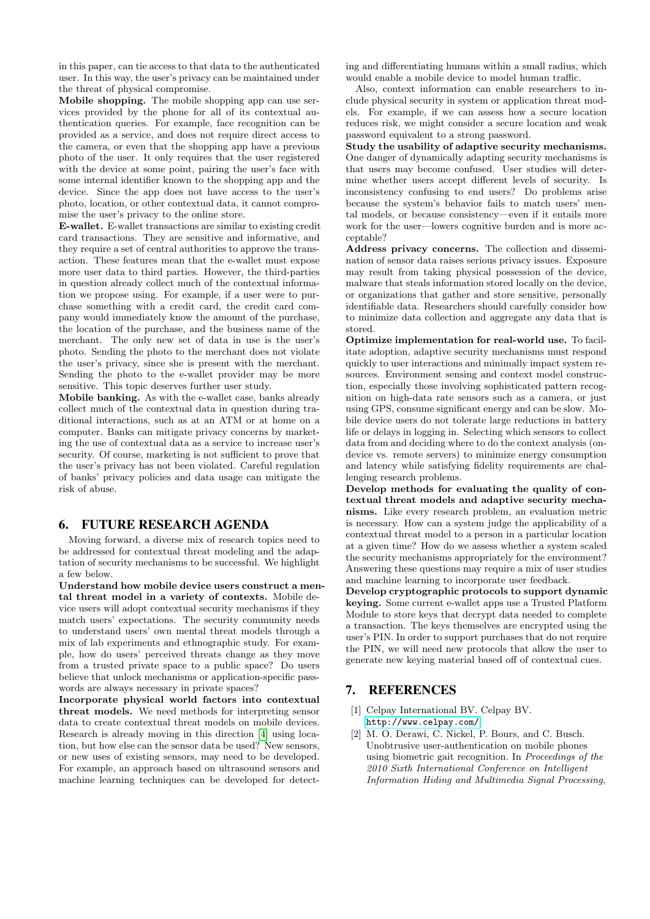in this paper, can tie access to that data to the authenticated user. In this way, the user's privacy can be maintained under the threat of physical compromise.

**Mobile shopping.** The mobile shopping app can use services provided by the phone for all of its contextual authentication queries. For example, face recognition can be provided as a service, and does not require direct access to the camera, or even that the shopping app have a previous photo of the user. It only requires that the user registered with the device at some point, pairing the user's face with some internal identifier known to the shopping app and the device. Since the app does not have access to the user's photo, location, or other contextual data, it cannot compromise the user's privacy to the online store.

**E-wallet.** E-wallet transactions are similar to existing credit card transactions. They are sensitive and informative, and they require a set of central authorities to approve the transaction. These features mean that the e-wallet must expose more user data to third parties. However, the third-parties in question already collect much of the contextual information we propose using. For example, if a user were to purchase something with a credit card, the credit card company would immediately know the amount of the purchase, the location of the purchase, and the business name of the merchant. The only new set of data in use is the user's photo. Sending the photo to the merchant does not violate the user's privacy, since she is present with the merchant. Sending the photo to the e-wallet provider may be more sensitive. This topic deserves further user study.

**Mobile banking.** As with the e-wallet case, banks already collect much of the contextual data in question during traditional interactions, such as at an ATM or at home on a computer. Banks can mitigate privacy concerns by marketing the use of contextual data as a service to increase user's security. Of course, marketing is not sufficient to prove that the user's privacy has not been violated. Careful regulation of banks' privacy policies and data usage can mitigate the risk of abuse.

# 6. FUTURE RESEARCH AGENDA

Moving forward, a diverse mix of research topics need to be addressed for contextual threat modeling and the adaptation of security mechanisms to be successful. We highlight a few below.

**Understand how mobile device users construct a mental threat model in a variety of contexts.** Mobile device users will adopt contextual security mechanisms if they match users' expectations. The security community needs to understand users' own mental threat models through a mix of lab experiments and ethnographic study. For example, how do users' perceived threats change as they move from a trusted private space to a public space? Do users believe that unlock mechanisms or application-specific passwords are always necessary in private spaces?

**Incorporate physical world factors into contextual threat models.** We need methods for interpreting sensor data to create contextual threat models on mobile devices. Research is already moving in this direction [4] using location, but how else can the sensor data be used? New sensors, or new uses of existing sensors, may need to be developed. For example, an approach based on ultrasound sensors and machine learning techniques can be developed for detecting and differentiating humans within a small radius, which would enable a mobile device to model human traffic.

Also, context information can enable researchers to include physical security in system or application threat models. For example, if we can assess how a secure location reduces risk, we might consider a secure location and weak password equivalent to a strong password.

**Study the usability of adaptive security mechanisms.** One danger of dynamically adapting security mechanisms is that users may become confused. User studies will determine whether users accept different levels of security. Is inconsistency confusing to end users? Do problems arise because the system's behavior fails to match users' mental models, or because consistency—even if it entails more work for the user—lowers cognitive burden and is more acceptable?

**Address privacy concerns.** The collection and dissemination of sensor data raises serious privacy issues. Exposure may result from taking physical possession of the device, malware that steals information stored locally on the device, or organizations that gather and store sensitive, personally identifiable data. Researchers should carefully consider how to minimize data collection and aggregate any data that is stored.

**Optimize implementation for real-world use.** To facilitate adoption, adaptive security mechanisms must respond quickly to user interactions and minimally impact system resources. Environment sensing and context model construction, especially those involving sophisticated pattern recognition on high-data rate sensors such as a camera, or just using GPS, consume significant energy and can be slow. Mobile device users do not tolerate large reductions in battery life or delays in logging in. Selecting which sensors to collect data from and deciding where to do the context analysis (on-device vs. remote servers) to minimize energy consumption and latency while satisfying fidelity requirements are challenging research problems.

**Develop methods for evaluating the quality of contextual threat models and adaptive security mechanisms.** Like every research problem, an evaluation metric is necessary. How can a system judge the applicability of a contextual threat model to a person in a particular location at a given time? How do we assess whether a system scaled the security mechanisms appropriately for the environment? Answering these questions may require a mix of user studies and machine learning to incorporate user feedback.

**Develop cryptographic protocols to support dynamic keying.** Some current e-wallet apps use a Trusted Platform Module to store keys that decrypt data needed to complete a transaction. The keys themselves are encrypted using the user's PIN. In order to support purchases that do not require the PIN, we will need new protocols that allow the user to generate new keying material based off of contextual cues.

# 7. REFERENCES

[1] Celpay International BV. Celpay BV. `http://www.celpay.com/`.

[2] M. O. Derawi, C. Nickel, P. Bours, and C. Busch. Unobtrusive user-authentication on mobile phones using biometric gait recognition. In *Proceedings of the 2010 Sixth International Conference on Intelligent Information Hiding and Multimedia Signal Processing*,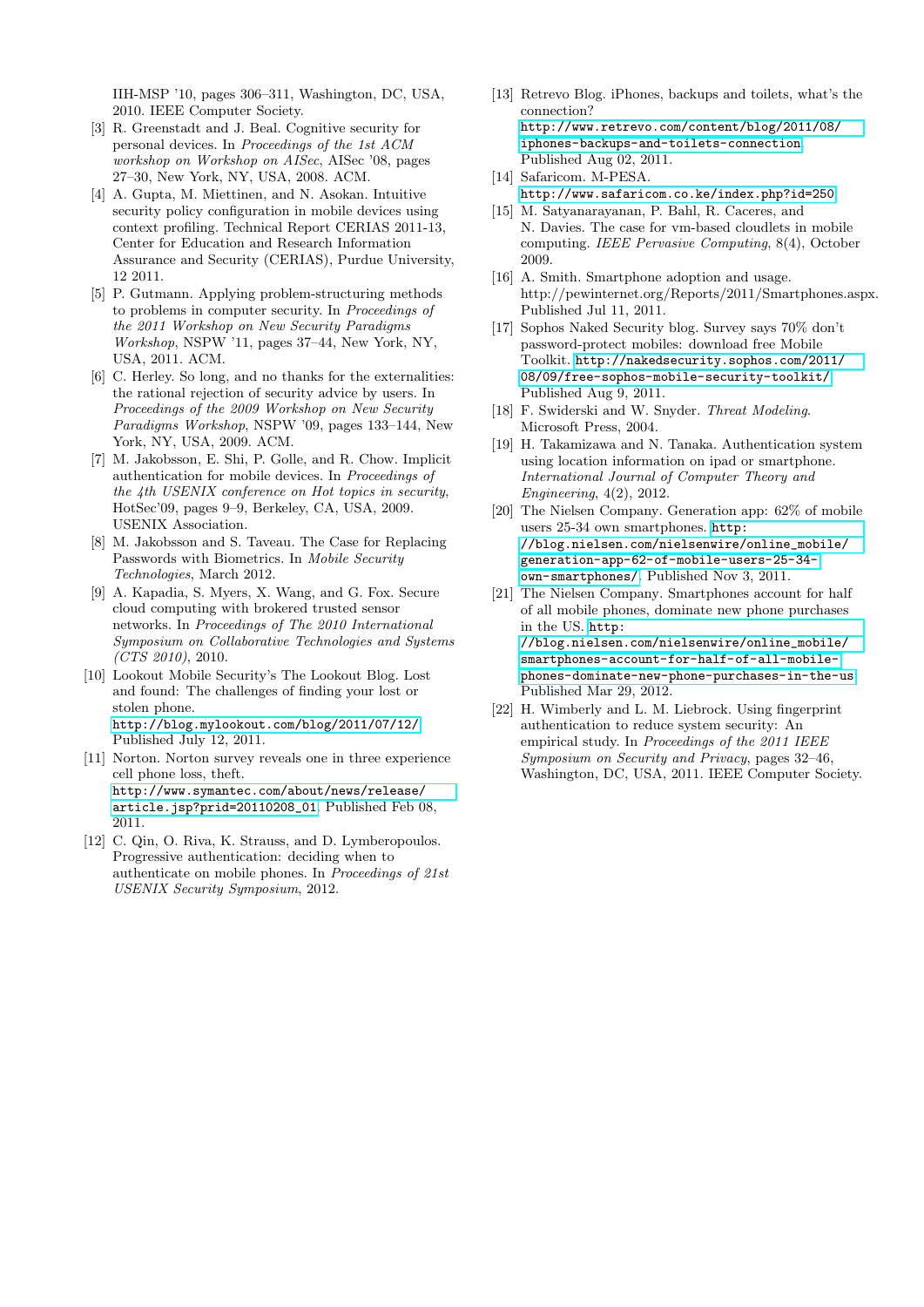IIH-MSP '10, pages 306–311, Washington, DC, USA, 2010. IEEE Computer Society.

[3] R. Greenstadt and J. Beal. Cognitive security for personal devices. In *Proceedings of the 1st ACM workshop on Workshop on AISec*, AISec '08, pages 27–30, New York, NY, USA, 2008. ACM.

[4] A. Gupta, M. Miettinen, and N. Asokan. Intuitive security policy configuration in mobile devices using context profiling. Technical Report CERIAS 2011-13, Center for Education and Research Information Assurance and Security (CERIAS), Purdue University, 12 2011.

[5] P. Gutmann. Applying problem-structuring methods to problems in computer security. In *Proceedings of the 2011 Workshop on New Security Paradigms Workshop*, NSPW '11, pages 37–44, New York, NY, USA, 2011. ACM.

[6] C. Herley. So long, and no thanks for the externalities: the rational rejection of security advice by users. In *Proceedings of the 2009 Workshop on New Security Paradigms Workshop*, NSPW '09, pages 133–144, New York, NY, USA, 2009. ACM.

[7] M. Jakobsson, E. Shi, P. Golle, and R. Chow. Implicit authentication for mobile devices. In *Proceedings of the 4th USENIX conference on Hot topics in security*, HotSec'09, pages 9–9, Berkeley, CA, USA, 2009. USENIX Association.

[8] M. Jakobsson and S. Taveau. The Case for Replacing Passwords with Biometrics. In *Mobile Security Technologies*, March 2012.

[9] A. Kapadia, S. Myers, X. Wang, and G. Fox. Secure cloud computing with brokered trusted sensor networks. In *Proceedings of The 2010 International Symposium on Collaborative Technologies and Systems (CTS 2010)*, 2010.

[10] Lookout Mobile Security's The Lookout Blog. Lost and found: The challenges of finding your lost or stolen phone. `http://blog.mylookout.com/blog/2011/07/12/` Published July 12, 2011.

[11] Norton. Norton survey reveals one in three experience cell phone loss, theft. `http://www.symantec.com/about/news/release/article.jsp?prid=20110208_01`. Published Feb 08, 2011.

[12] C. Qin, O. Riva, K. Strauss, and D. Lymberopoulos. Progressive authentication: deciding when to authenticate on mobile phones. In *Proceedings of 21st USENIX Security Symposium*, 2012.

[13] Retrevo Blog. iPhones, backups and toilets, what's the connection? `http://www.retrevo.com/content/blog/2011/08/iphones-backups-and-toilets-connection` Published Aug 02, 2011.

[14] Safaricom. M-PESA. `http://www.safaricom.co.ke/index.php?id=250`

[15] M. Satyanarayanan, P. Bahl, R. Caceres, and N. Davies. The case for vm-based cloudlets in mobile computing. *IEEE Pervasive Computing*, 8(4), October 2009.

[16] A. Smith. Smartphone adoption and usage. http://pewinternet.org/Reports/2011/Smartphones.aspx. Published Jul 11, 2011.

[17] Sophos Naked Security blog. Survey says 70% don't password-protect mobiles: download free Mobile Toolkit. `http://nakedsecurity.sophos.com/2011/08/09/free-sophos-mobile-security-toolkit/` Published Aug 9, 2011.

[18] F. Swiderski and W. Snyder. *Threat Modeling*. Microsoft Press, 2004.

[19] H. Takamizawa and N. Tanaka. Authentication system using location information on ipad or smartphone. *International Journal of Computer Theory and Engineering*, 4(2), 2012.

[20] The Nielsen Company. Generation app: 62% of mobile users 25-34 own smartphones. `http://blog.nielsen.com/nielsenwire/online_mobile/generation-app-62-of-mobile-users-25-34-own-smartphones/`. Published Nov 3, 2011.

[21] The Nielsen Company. Smartphones account for half of all mobile phones, dominate new phone purchases in the US. `http://blog.nielsen.com/nielsenwire/online_mobile/smartphones-account-for-half-of-all-mobile-phones-dominate-new-phone-purchases-in-the-us` Published Mar 29, 2012.

[22] H. Wimberly and L. M. Liebrock. Using fingerprint authentication to reduce system security: An empirical study. In *Proceedings of the 2011 IEEE Symposium on Security and Privacy*, pages 32–46, Washington, DC, USA, 2011. IEEE Computer Society.